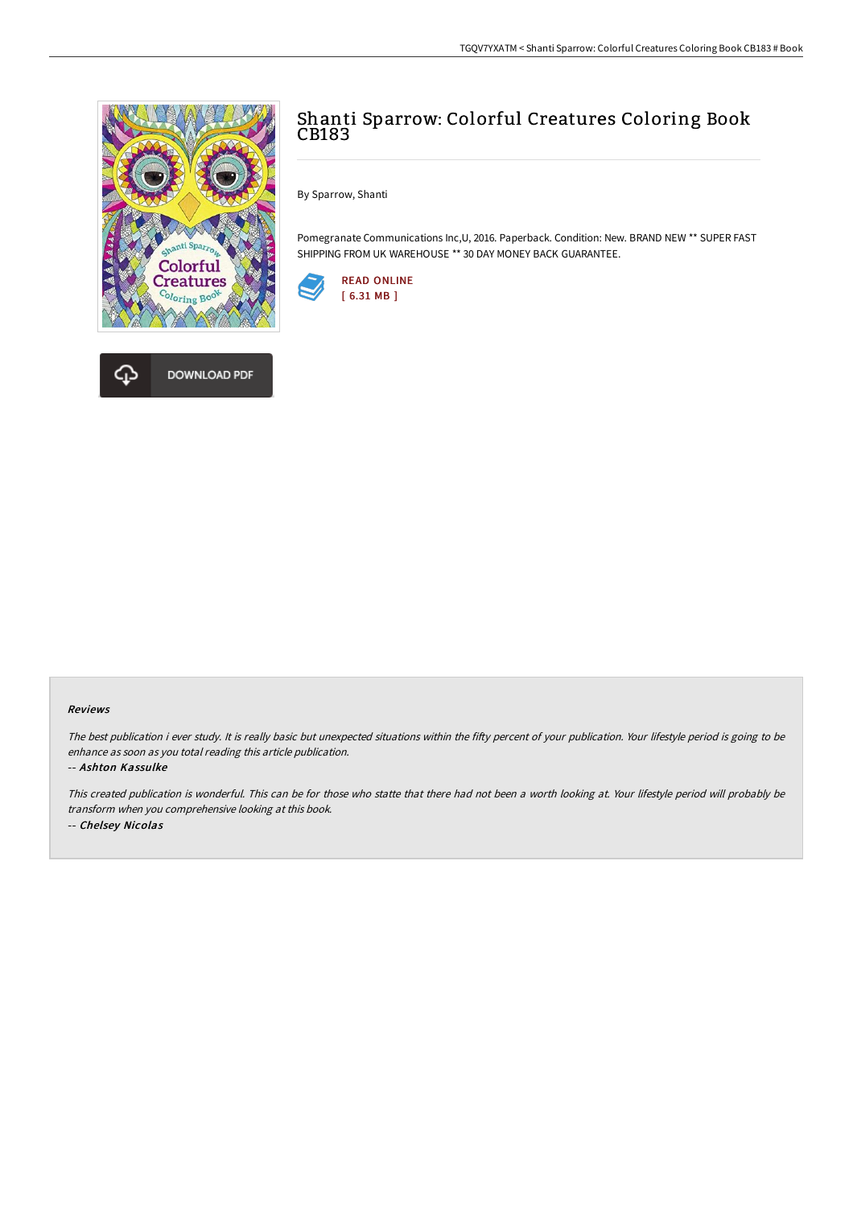# Shanti Sparrow: Colorful Creatures Coloring Book CB183

By Sparrow, Shanti

Pomegranate Communications Inc,U, 2016. Paperback. Condition: New. BRAND NEW ** SUPER FAST SHIPPING FROM UK WAREHOUSE ** 30 DAY MONEY BACK GUARANTEE.

READ ONLINE
[ 6.31 MB ]

DOWNLOAD PDF

### Reviews

*The best publication i ever study. It is really basic but unexpected situations within the fifty percent of your publication. Your lifestyle period is going to be enhance as soon as you total reading this article publication.*

-- ***Ashton Kassulke***

*This created publication is wonderful. This can be for those who statte that there had not been a worth looking at. Your lifestyle period will probably be transform when you comprehensive looking at this book.*

-- ***Chelsey Nicolas***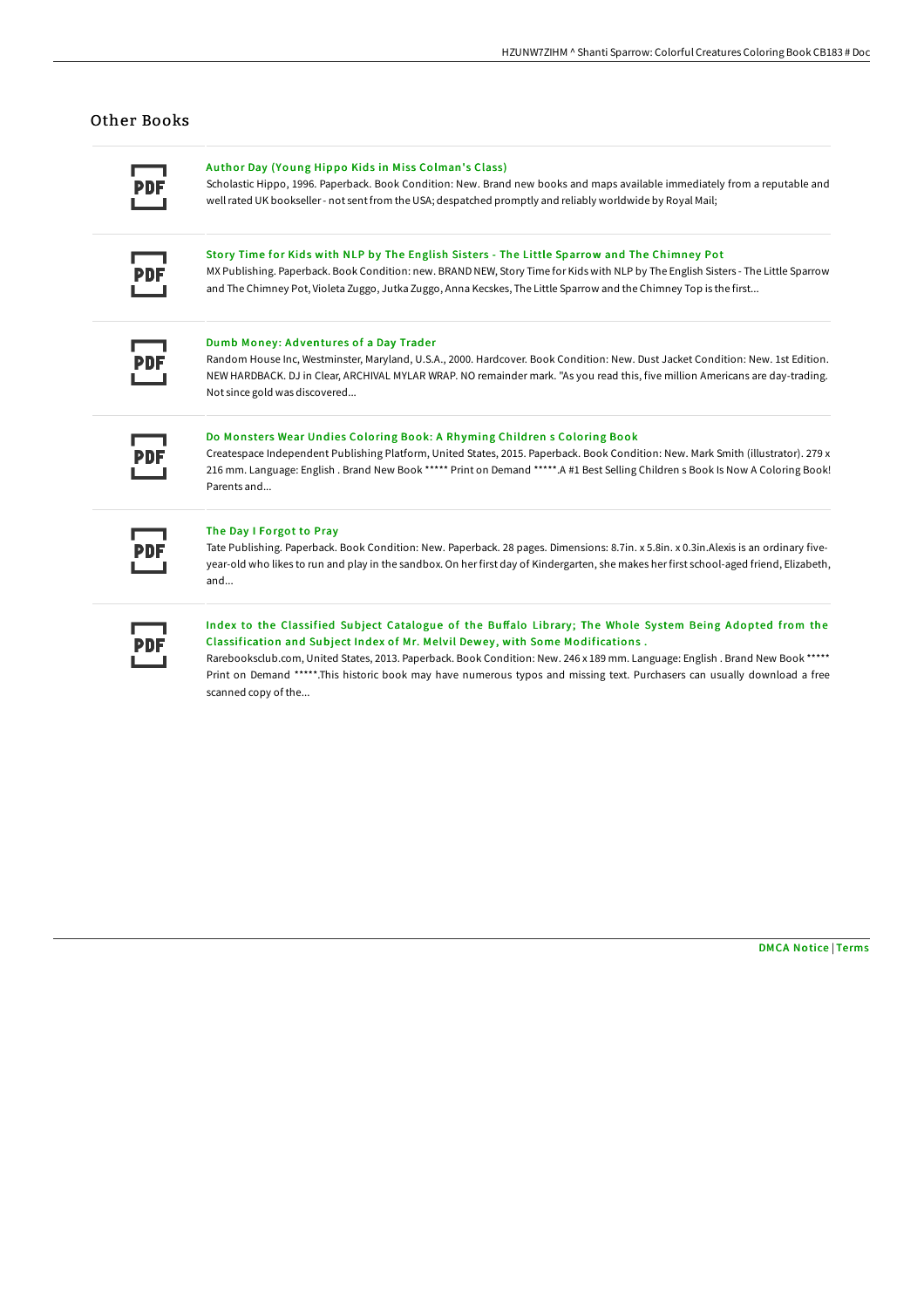## Other Books

**Author Day (Young Hippo Kids in Miss Colman's Class)**

Scholastic Hippo, 1996. Paperback. Book Condition: New. Brand new books and maps available immediately from a reputable and well rated UK bookseller - not sent from the USA; despatched promptly and reliably worldwide by Royal Mail;

**Story Time for Kids with NLP by The English Sisters - The Little Sparrow and The Chimney Pot**

MX Publishing. Paperback. Book Condition: new. BRAND NEW, Story Time for Kids with NLP by The English Sisters - The Little Sparrow and The Chimney Pot, Violeta Zuggo, Jutka Zuggo, Anna Kecskes, The Little Sparrow and the Chimney Top is the first...

**Dumb Money: Adventures of a Day Trader**

Random House Inc, Westminster, Maryland, U.S.A., 2000. Hardcover. Book Condition: New. Dust Jacket Condition: New. 1st Edition. NEW HARDBACK. DJ in Clear, ARCHIVAL MYLAR WRAP. NO remainder mark. "As you read this, five million Americans are day-trading. Not since gold was discovered...

**Do Monsters Wear Undies Coloring Book: A Rhyming Children s Coloring Book**

Createspace Independent Publishing Platform, United States, 2015. Paperback. Book Condition: New. Mark Smith (illustrator). 279 x 216 mm. Language: English . Brand New Book ***** Print on Demand *****.A #1 Best Selling Children s Book Is Now A Coloring Book! Parents and...

**The Day I Forgot to Pray**

Tate Publishing. Paperback. Book Condition: New. Paperback. 28 pages. Dimensions: 8.7in. x 5.8in. x 0.3in.Alexis is an ordinary five-year-old who likes to run and play in the sandbox. On her first day of Kindergarten, she makes her first school-aged friend, Elizabeth, and...

**Index to the Classified Subject Catalogue of the Buffalo Library; The Whole System Being Adopted from the Classification and Subject Index of Mr. Melvil Dewey, with Some Modifications .**

Rarebooksclub.com, United States, 2013. Paperback. Book Condition: New. 246 x 189 mm. Language: English . Brand New Book ***** Print on Demand *****.This historic book may have numerous typos and missing text. Purchasers can usually download a free scanned copy of the...